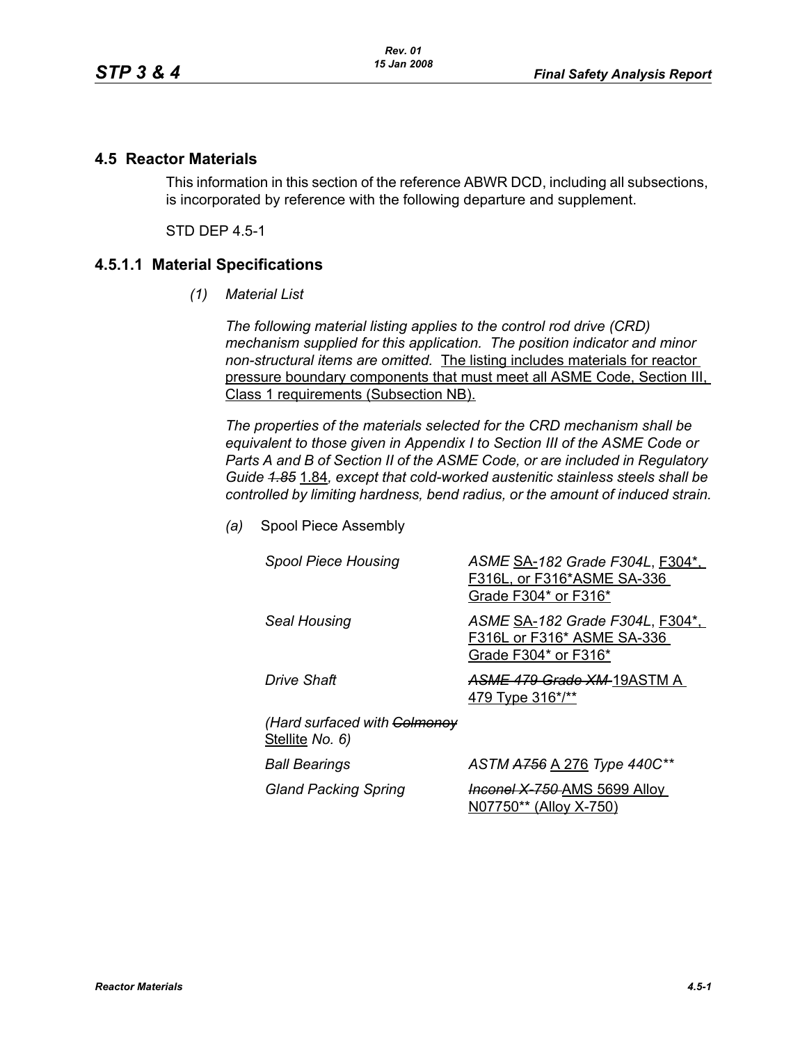## 4.5 Reactor Materials

This information in this section of the reference ABWR DCD, including all subsections, is incorporated by reference with the following departure and supplement.

STD DEP 4.5-1

## 4.5.1.1 Material Specifications

*(1) Material List*

*The following material listing applies to the control rod drive (CRD) mechanism supplied for this application. The position indicator and minor non-structural items are omitted.* The listing includes materials for reactor pressure boundary components that must meet all ASME Code, Section III, Class 1 requirements (Subsection NB).

*The properties of the materials selected for the CRD mechanism shall be equivalent to those given in Appendix I to Section III of the ASME Code or Parts A and B of Section II of the ASME Code, or are included in Regulatory Guide ~~1.85~~ 1.84, except that cold-worked austenitic stainless steels shall be controlled by limiting hardness, bend radius, or the amount of induced strain.*

*(a)* Spool Piece Assembly

| | |
|---|---|
| *Spool Piece Housing* | *ASME* SA-*182 Grade F304L*, F304*, F316L, or F316*ASME SA-336 Grade F304* or F316* |
| *Seal Housing* | *ASME* SA-*182 Grade F304L*, F304*, F316L or F316* ASME SA-336 Grade F304* or F316* |
| *Drive Shaft* | ~~*ASME 479 Grade XM*~~ 19ASTM A 479 Type 316*/** |
| *(Hard surfaced with ~~Colmonoy~~* Stellite *No. 6)* | |
| *Ball Bearings* | *ASTM ~~A756~~* A 276 *Type 440C*** |
| *Gland Packing Spring* | ~~*Inconel X-750*~~ AMS 5699 Alloy N07750** (Alloy X-750) |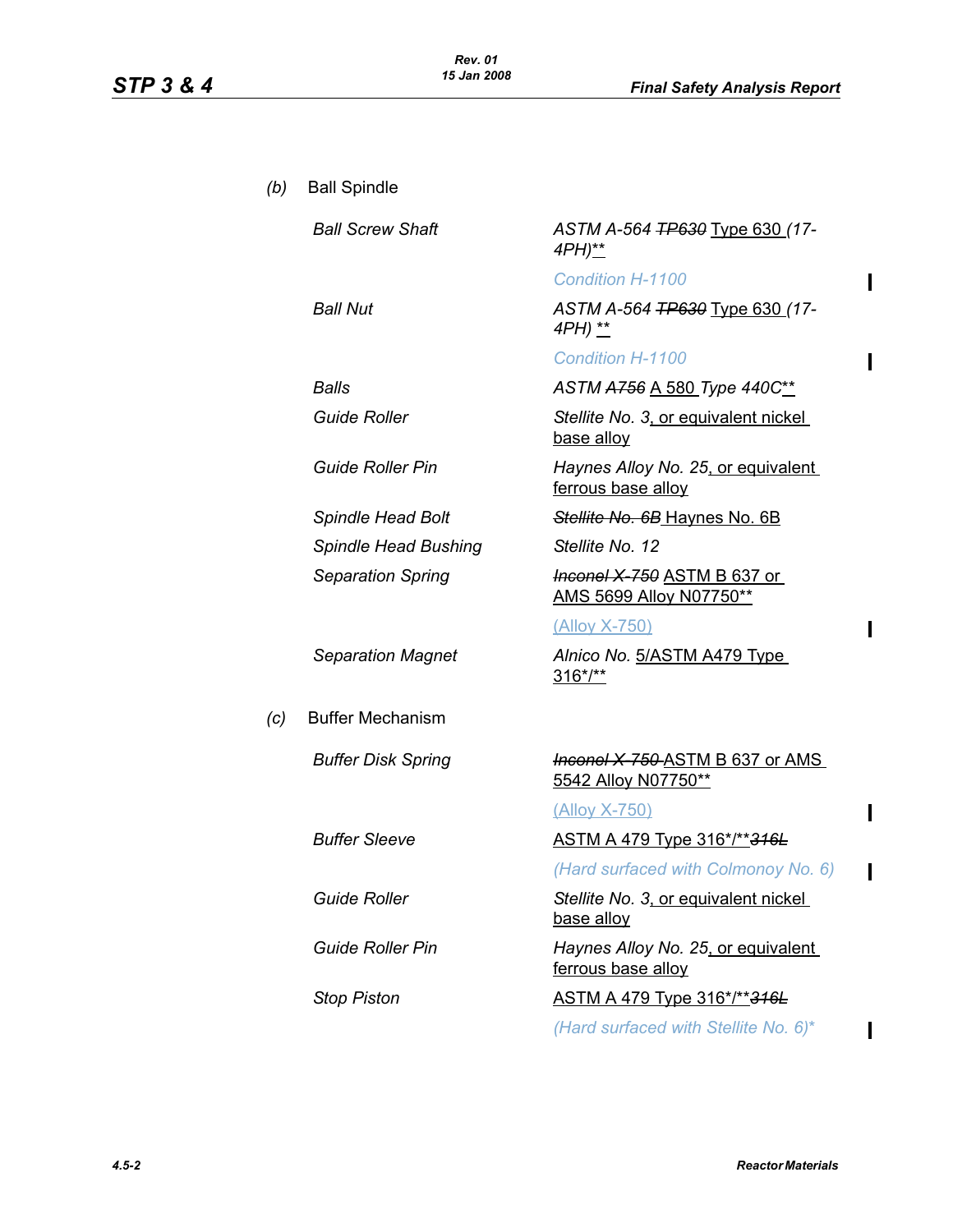(b) Ball Spindle

| | |
|---|---|
| *Ball Screw Shaft* | *ASTM A-564* ~~*TP630*~~ Type 630 *(17-4PH)***<br>*Condition H-1100* |
| *Ball Nut* | *ASTM A-564* ~~*TP630*~~ Type 630 *(17-4PH)* **<br>*Condition H-1100* |
| *Balls* | *ASTM* ~~*A756*~~ A 580 *Type 440C*** |
| *Guide Roller* | *Stellite No. 3*, or equivalent nickel base alloy |
| *Guide Roller Pin* | *Haynes Alloy No. 25*, or equivalent ferrous base alloy |
| *Spindle Head Bolt* | ~~*Stellite No. 6B*~~ Haynes No. 6B |
| *Spindle Head Bushing* | *Stellite No. 12* |
| *Separation Spring* | ~~*Inconel X-750*~~ ASTM B 637 or AMS 5699 Alloy N07750**<br>(Alloy X-750) |
| *Separation Magnet* | *Alnico No.* 5/ASTM A479 Type 316*/** |

(c) Buffer Mechanism

| | |
|---|---|
| *Buffer Disk Spring* | ~~*Inconel X-750*~~ ASTM B 637 or AMS 5542 Alloy N07750**<br>(Alloy X-750) |
| *Buffer Sleeve* | ASTM A 479 Type 316*/** ~~*316L*~~<br>*(Hard surfaced with Colmonoy No. 6)* |
| *Guide Roller* | *Stellite No. 3*, or equivalent nickel base alloy |
| *Guide Roller Pin* | *Haynes Alloy No. 25*, or equivalent ferrous base alloy |
| *Stop Piston* | ASTM A 479 Type 316*/** ~~*316L*~~<br>*(Hard surfaced with Stellite No. 6)** |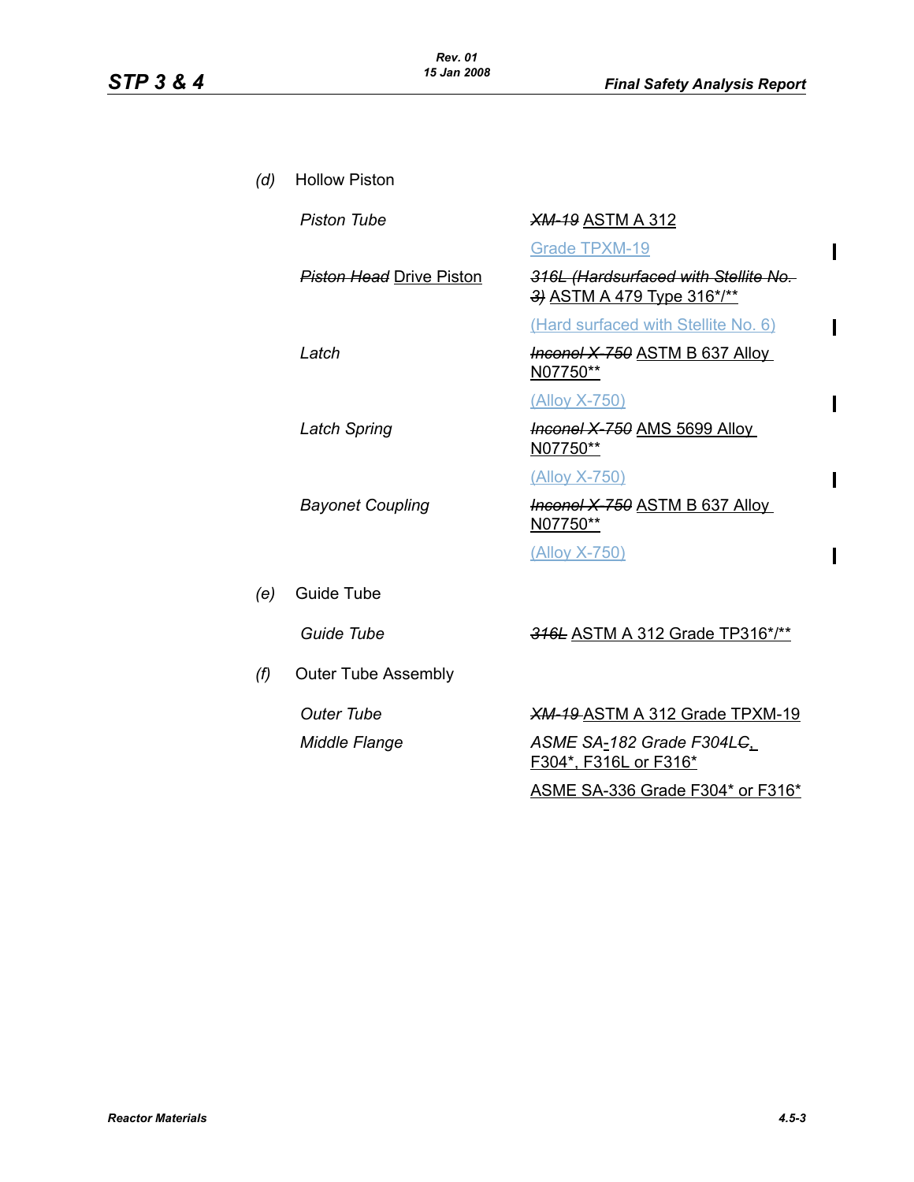*(d)* Hollow Piston

| | |
|---|---|
| *Piston Tube* | ~~*XM-19*~~ ASTM A 312 |
| | Grade TPXM-19 |
| ~~*Piston Head*~~ Drive Piston | ~~*316L (Hardsurfaced with Stellite No. 3)*~~ ASTM A 479 Type 316*/** |
| | (Hard surfaced with Stellite No. 6) |
| *Latch* | ~~*Inconel X-750*~~ ASTM B 637 Alloy N07750** |
| | (Alloy X-750) |
| *Latch Spring* | ~~*Inconel X-750*~~ AMS 5699 Alloy N07750** |
| | (Alloy X-750) |
| *Bayonet Coupling* | ~~*Inconel X-750*~~ ASTM B 637 Alloy N07750** |
| | (Alloy X-750) |

*(e)* Guide Tube

| | |
|---|---|
| *Guide Tube* | ~~*316L*~~ ASTM A 312 Grade TP316*/** |

*(f)* Outer Tube Assembly

| | |
|---|---|
| *Outer Tube* | ~~*XM-19*~~ ASTM A 312 Grade TPXM-19 |
| *Middle Flange* | *ASME SA-182 Grade F304L~~C~~*, F304*, F316L or F316* |
| | ASME SA-336 Grade F304* or F316* |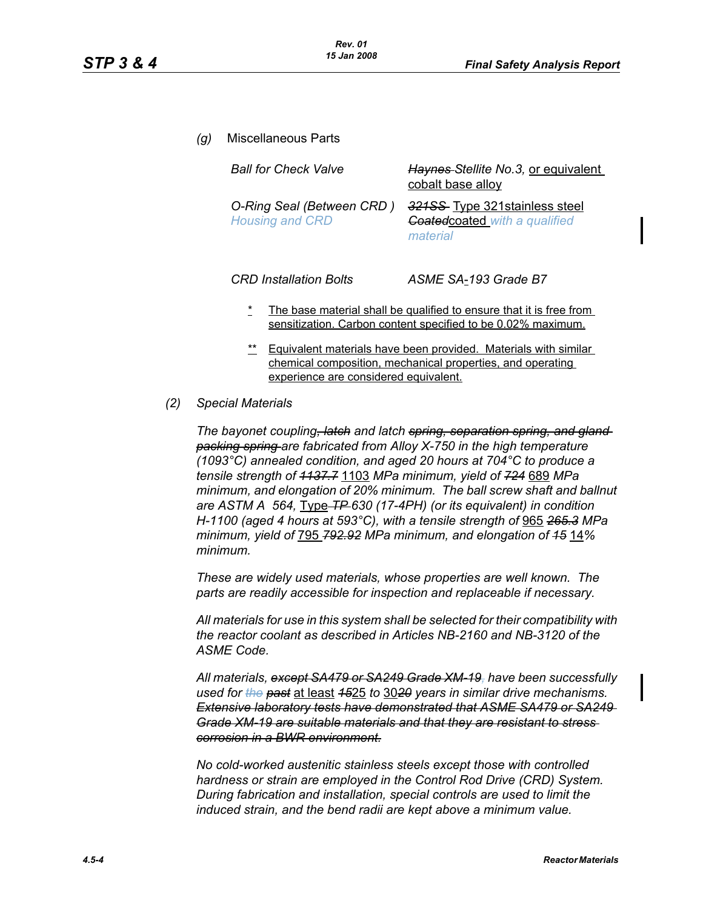*(g)* Miscellaneous Parts

| | |
|---|---|
| *Ball for Check Valve* | ~~*Haynes*~~ *Stellite No.3,* or equivalent cobalt base alloy |
| *O-Ring Seal (Between CRD ) Housing and CRD* | ~~*321SS*~~ Type 321stainless steel ~~*Coated*~~coated *with a qualified material* |
| *CRD Installation Bolts* | *ASME SA-193 Grade B7* |

\* The base material shall be qualified to ensure that it is free from sensitization. Carbon content specified to be 0.02% maximum.

\*\* Equivalent materials have been provided. Materials with similar chemical composition, mechanical properties, and operating experience are considered equivalent.

*(2) Special Materials*

*The bayonet coupling~~, latch~~ and latch ~~spring, separation spring, and gland packing spring~~ are fabricated from Alloy X-750 in the high temperature (1093°C) annealed condition, and aged 20 hours at 704°C to produce a tensile strength of ~~1137.7~~* 1103 *MPa minimum, yield of ~~724~~* 689 *MPa minimum, and elongation of 20% minimum. The ball screw shaft and ballnut are ASTM A 564,* Type *~~TP~~ 630 (17-4PH) (or its equivalent) in condition H-1100 (aged 4 hours at 593°C), with a tensile strength of* 965 *~~265.3~~ MPa minimum, yield of* 795 *~~792.92~~ MPa minimum, and elongation of ~~15~~* 14*% minimum.*

*These are widely used materials, whose properties are well known. The parts are readily accessible for inspection and replaceable if necessary.*

*All materials for use in this system shall be selected for their compatibility with the reactor coolant as described in Articles NB-2160 and NB-3120 of the ASME Code.*

*All materials, ~~except SA479 or SA249 Grade XM-19,~~ have been successfully used for ~~the~~ ~~past~~* at least *~~15~~*25 *to* 30*~~20~~ years in similar drive mechanisms. ~~Extensive laboratory tests have demonstrated that ASME SA479 or SA249 Grade XM-19 are suitable materials and that they are resistant to stress corrosion in a BWR environment.~~*

*No cold-worked austenitic stainless steels except those with controlled hardness or strain are employed in the Control Rod Drive (CRD) System. During fabrication and installation, special controls are used to limit the induced strain, and the bend radii are kept above a minimum value.*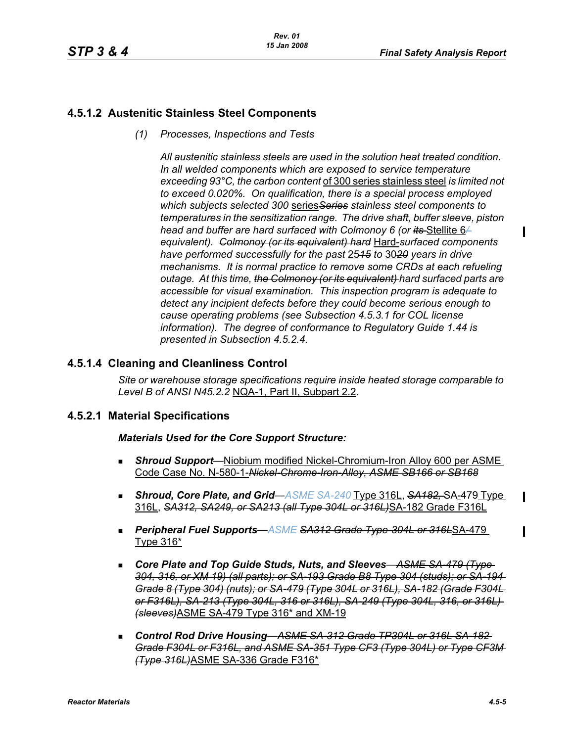## 4.5.1.2 Austenitic Stainless Steel Components

*(1) Processes, Inspections and Tests*

*All austenitic stainless steels are used in the solution heat treated condition. In all welded components which are exposed to service temperature exceeding 93°C, the carbon content* of 300 series stainless steel *is limited not to exceed 0.020%. On qualification, there is a special process employed which subjects selected 300* series~~*Series*~~ *stainless steel components to temperatures in the sensitization range. The drive shaft, buffer sleeve, piston head and buffer are hard surfaced with Colmonoy 6 (or* ~~*its*~~ Stellite 6~~/~~ *equivalent).* ~~*Colmonoy (or its equivalent) hard*~~ Hard-*surfaced components have performed successfully for the past* 25~~*15*~~ *to* 30~~*20*~~ *years in drive mechanisms. It is normal practice to remove some CRDs at each refueling outage. At this time,* ~~*the Colmonoy (or its equivalent)*~~ *hard surfaced parts are accessible for visual examination. This inspection program is adequate to detect any incipient defects before they could become serious enough to cause operating problems (see Subsection 4.5.3.1 for COL license information). The degree of conformance to Regulatory Guide 1.44 is presented in Subsection 4.5.2.4.*

## 4.5.1.4 Cleaning and Cleanliness Control

*Site or warehouse storage specifications require inside heated storage comparable to Level B of* ~~*ANSI N45.2.2*~~ NQA-1, Part II, Subpart 2.2.

## 4.5.2.1 Material Specifications

***Materials Used for the Core Support Structure:***

- ***Shroud Support***—Niobium modified Nickel-Chromium-Iron Alloy 600 per ASME Code Case No. N-580-1-~~*Nickel-Chrome-Iron-Alloy, ASME SB166 or SB168*~~
- ***Shroud, Core Plate, and Grid***—*ASME SA-240* Type 316L, ~~*SA182,*~~ SA-479 Type 316L, ~~*SA312, SA249, or SA213 (all Type 304L or 316L)*~~SA-182 Grade F316L
- ***Peripheral Fuel Supports***—*ASME* ~~*SA312 Grade Type 304L or 316L*~~SA-479 Type 316*
- ***Core Plate and Top Guide Studs, Nuts, and Sleeves***~~*—ASME SA-479 (Type 304, 316, or XM 19) (all parts); or SA-193 Grade B8 Type 304 (studs); or SA-194 Grade 8 (Type 304) (nuts); or SA-479 (Type 304L or 316L), SA-182 (Grade F304L or F316L), SA-213 (Type 304L, 316 or 316L), SA-249 (Type 304L, 316, or 316L) (sleeves)*~~ASME SA-479 Type 316* and XM-19
- ***Control Rod Drive Housing***~~*—ASME SA-312 Grade TP304L or 316L SA-182 Grade F304L or F316L, and ASME SA-351 Type CF3 (Type 304L) or Type CF3M (Type 316L)*~~ASME SA-336 Grade F316*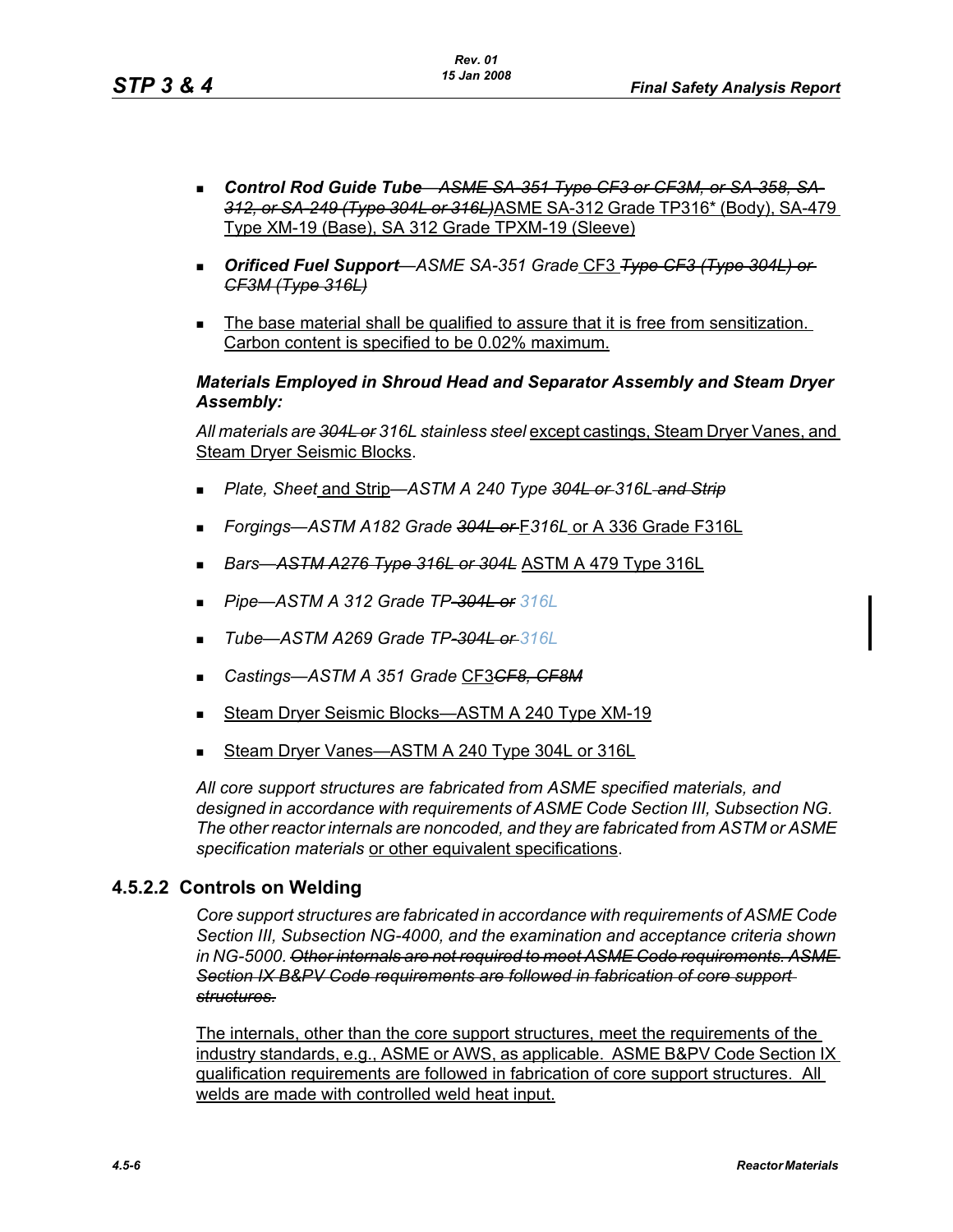- ***Control Rod Guide Tube***~~*—ASME SA-351 Type CF3 or CF3M, or SA-358, SA-312, or SA-249 (Type 304L or 316L)*~~ASME SA-312 Grade TP316* (Body), SA-479 Type XM-19 (Base), SA 312 Grade TPXM-19 (Sleeve)
- ***Orificed Fuel Support****—ASME SA-351 Grade* CF3 ~~*Type CF3 (Type 304L) or CF3M (Type 316L)*~~
- The base material shall be qualified to assure that it is free from sensitization. Carbon content is specified to be 0.02% maximum.

***Materials Employed in Shroud Head and Separator Assembly and Steam Dryer Assembly:***

*All materials are* ~~*304L or*~~ *316L stainless steel* except castings, Steam Dryer Vanes, and Steam Dryer Seismic Blocks.

- *Plate, Sheet* and Strip*—ASTM A 240 Type* ~~*304L or*~~ *316L* ~~*and Strip*~~
- *Forgings—ASTM A182 Grade* ~~*304L or*~~ F*316L* or A 336 Grade F316L
- *Bars*~~*—ASTM A276 Type 316L or 304L*~~ ASTM A 479 Type 316L
- *Pipe—ASTM A 312 Grade TP*~~*-304L or*~~ *316L*
- *Tube—ASTM A269 Grade TP*~~*-304L or*~~ *316L*
- *Castings—ASTM A 351 Grade* CF3~~*CF8, CF8M*~~
- Steam Dryer Seismic Blocks—ASTM A 240 Type XM-19
- Steam Dryer Vanes—ASTM A 240 Type 304L or 316L

*All core support structures are fabricated from ASME specified materials, and designed in accordance with requirements of ASME Code Section III, Subsection NG. The other reactor internals are noncoded, and they are fabricated from ASTM or ASME specification materials* or other equivalent specifications.

## 4.5.2.2 Controls on Welding

*Core support structures are fabricated in accordance with requirements of ASME Code Section III, Subsection NG-4000, and the examination and acceptance criteria shown in NG-5000.* ~~*Other internals are not required to meet ASME Code requirements. ASME Section IX B&PV Code requirements are followed in fabrication of core support structures.*~~

The internals, other than the core support structures, meet the requirements of the industry standards, e.g., ASME or AWS, as applicable. ASME B&PV Code Section IX qualification requirements are followed in fabrication of core support structures. All welds are made with controlled weld heat input.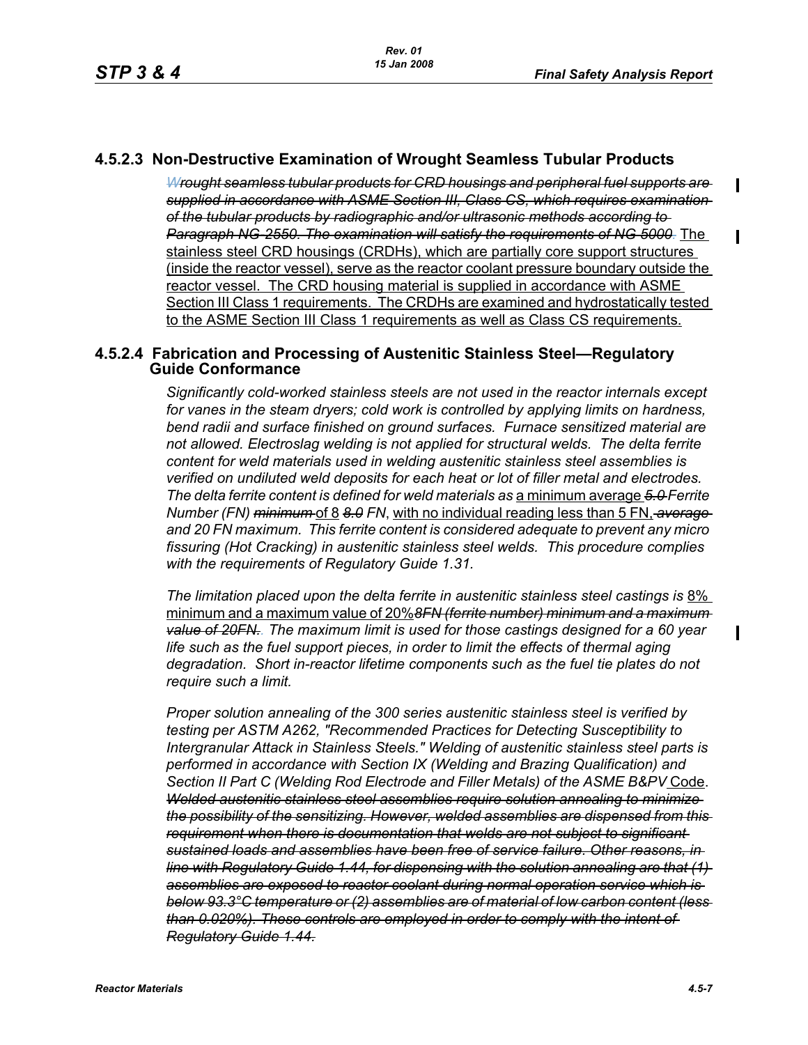## 4.5.2.3 Non-Destructive Examination of Wrought Seamless Tubular Products

~~*Wrought seamless tubular products for CRD housings and peripheral fuel supports are supplied in accordance with ASME Section III, Class CS, which requires examination of the tubular products by radiographic and/or ultrasonic methods according to Paragraph NG-2550. The examination will satisfy the requirements of NG-5000.*~~ The stainless steel CRD housings (CRDHs), which are partially core support structures (inside the reactor vessel), serve as the reactor coolant pressure boundary outside the reactor vessel. The CRD housing material is supplied in accordance with ASME Section III Class 1 requirements. The CRDHs are examined and hydrostatically tested to the ASME Section III Class 1 requirements as well as Class CS requirements.

## 4.5.2.4 Fabrication and Processing of Austenitic Stainless Steel—Regulatory Guide Conformance

*Significantly cold-worked stainless steels are not used in the reactor internals except for vanes in the steam dryers; cold work is controlled by applying limits on hardness, bend radii and surface finished on ground surfaces. Furnace sensitized material are not allowed. Electroslag welding is not applied for structural welds. The delta ferrite content for weld materials used in welding austenitic stainless steel assemblies is verified on undiluted weld deposits for each heat or lot of filler metal and electrodes. The delta ferrite content is defined for weld materials as* a minimum average ~~*5.0*~~ *Ferrite Number (FN)* ~~*minimum*~~ of 8 ~~*8.0*~~ *FN*, with no individual reading less than 5 FN, ~~*average*~~ *and 20 FN maximum. This ferrite content is considered adequate to prevent any micro fissuring (Hot Cracking) in austenitic stainless steel welds. This procedure complies with the requirements of Regulatory Guide 1.31.*

*The limitation placed upon the delta ferrite in austenitic stainless steel castings is* 8% minimum and a maximum value of 20% ~~*8FN (ferrite number) minimum and a maximum value of 20FN.*~~ *The maximum limit is used for those castings designed for a 60 year life such as the fuel support pieces, in order to limit the effects of thermal aging degradation. Short in-reactor lifetime components such as the fuel tie plates do not require such a limit.*

*Proper solution annealing of the 300 series austenitic stainless steel is verified by testing per ASTM A262, "Recommended Practices for Detecting Susceptibility to Intergranular Attack in Stainless Steels." Welding of austenitic stainless steel parts is performed in accordance with Section IX (Welding and Brazing Qualification) and Section II Part C (Welding Rod Electrode and Filler Metals) of the ASME B&PV* Code. ~~*Welded austenitic stainless steel assemblies require solution annealing to minimize the possibility of the sensitizing. However, welded assemblies are dispensed from this requirement when there is documentation that welds are not subject to significant sustained loads and assemblies have been free of service failure. Other reasons, in line with Regulatory Guide 1.44, for dispensing with the solution annealing are that (1) assemblies are exposed to reactor coolant during normal operation service which is below 93.3°C temperature or (2) assemblies are of material of low carbon content (less than 0.020%). These controls are employed in order to comply with the intent of Regulatory Guide 1.44.*~~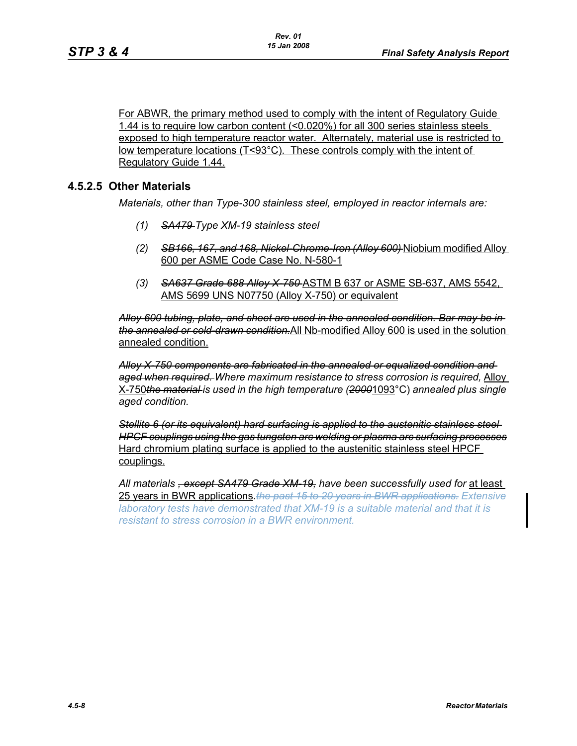For ABWR, the primary method used to comply with the intent of Regulatory Guide 1.44 is to require low carbon content (<0.020%) for all 300 series stainless steels exposed to high temperature reactor water. Alternately, material use is restricted to low temperature locations (T<93°C). These controls comply with the intent of Regulatory Guide 1.44.

### 4.5.2.5 Other Materials

*Materials, other than Type-300 stainless steel, employed in reactor internals are:*

*(1)* ~~*SA479*~~ *Type XM-19 stainless steel*

*(2)* ~~*SB166, 167, and 168, Nickel-Chrome-Iron (Alloy 600)*~~ Niobium modified Alloy 600 per ASME Code Case No. N-580-1

*(3)* ~~*SA637 Grade 688 Alloy X-750*~~ ASTM B 637 or ASME SB-637, AMS 5542, AMS 5699 UNS N07750 (Alloy X-750) or equivalent

~~*Alloy 600 tubing, plate, and sheet are used in the annealed condition. Bar may be in the annealed or cold-drawn condition.*~~ All Nb-modified Alloy 600 is used in the solution annealed condition.

~~*Alloy X-750 components are fabricated in the annealed or equalized condition and aged when required.*~~ *Where maximum resistance to stress corrosion is required,* Alloy X-750~~*the material*~~ *is used in the high temperature (*~~*2000*~~1093°C) *annealed plus single aged condition.*

~~*Stellite 6 (or its equivalent) hard surfacing is applied to the austenitic stainless steel HPCF couplings using the gas tungsten arc welding or plasma arc surfacing processes*~~ Hard chromium plating surface is applied to the austenitic stainless steel HPCF couplings.

*All materials* ~~*, except SA479 Grade XM-19,*~~ *have been successfully used for* at least 25 years in BWR applications.~~*the past 15 to 20 years in BWR applications.*~~ *Extensive laboratory tests have demonstrated that XM-19 is a suitable material and that it is resistant to stress corrosion in a BWR environment.*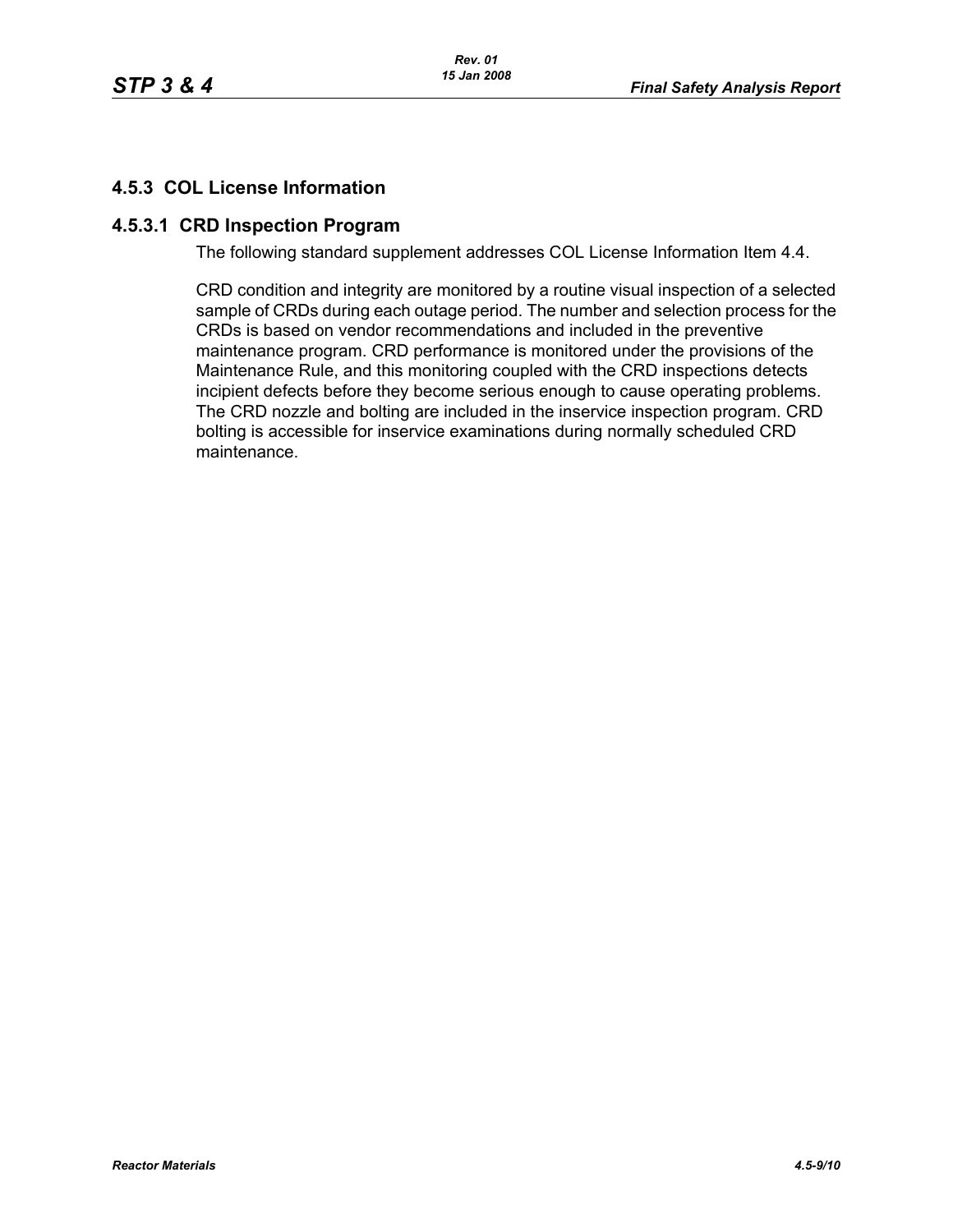## 4.5.3 COL License Information

### 4.5.3.1 CRD Inspection Program

The following standard supplement addresses COL License Information Item 4.4.

CRD condition and integrity are monitored by a routine visual inspection of a selected sample of CRDs during each outage period. The number and selection process for the CRDs is based on vendor recommendations and included in the preventive maintenance program. CRD performance is monitored under the provisions of the Maintenance Rule, and this monitoring coupled with the CRD inspections detects incipient defects before they become serious enough to cause operating problems. The CRD nozzle and bolting are included in the inservice inspection program. CRD bolting is accessible for inservice examinations during normally scheduled CRD maintenance.